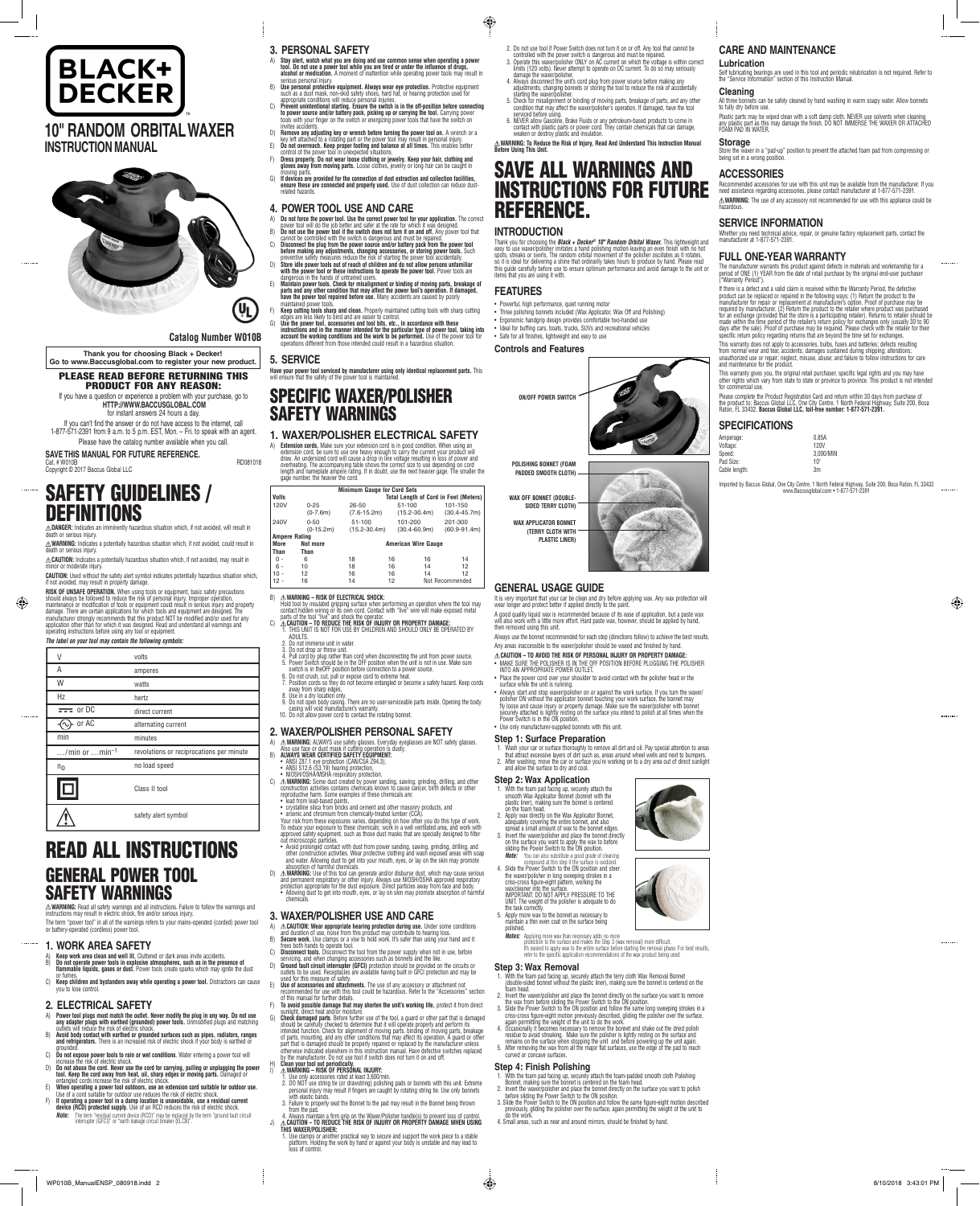# BLACK+DECKER

# 10" RANDOM ORBITAL WAXER

## INSTRUCTION MANUAL

**Catalog Number W010B**

**Thank you for choosing Black + Decker! Go to www.Baccusglobal.com to register your new product.**

**PLEASE READ BEFORE RETURNING THIS PRODUCT FOR ANY REASON:**

If you have a question or experience a problem with your purchase, go to **HTTP://WWW.BACCUSGLOBAL.COM** for instant answers 24 hours a day.

If you can't find the answer or do not have access to the internet, call 1-877-571-2391 from 9 a.m. to 5 p.m. EST, Mon. – Fri. to speak with an agent. Please have the catalog number available when you call.

**SAVE THIS MANUAL FOR FUTURE REFERENCE.**

Cat. # W010B RD081018

Copyright © 2017 Baccus Global LLC

# SAFETY GUIDELINES / DEFINITIONS

⚠**DANGER:** Indicates an imminently hazardous situation which, if not avoided, will result in death or serious injury.

⚠**WARNING:** Indicates a potentially hazardous situation which, if not avoided, could result in death or serious injury.

⚠**CAUTION:** Indicates a potentially hazardous situation which, if not avoided, may result in minor or moderate injury.

**CAUTION:** Used without the safety alert symbol indicates potentially hazardous situation which, if not avoided, may result in property damage.

**RISK OF UNSAFE OPERATION.** When using tools or equipment, basic safety precautions should always be followed to reduce the risk of personal injury. Improper operation, maintenance or modification of tools or equipment could result in serious injury and property damage. There are certain applications for which tools and equipment are designed. The manufacturer strongly recommends that this product NOT be modified and/or used for any application other than for which it was designed. Read and understand all warnings and operating instructions before using any tool or equipment.

***The label on your tool may contain the following symbols:***

| Symbol | Meaning |
|---|---|
| V | volts |
| A | amperes |
| W | watts |
| Hz | hertz |
| ⎓ or DC | direct current |
| ∿ or AC | alternating current |
| min | minutes |
| …/min or …min$^{-1}$ | revolutions or reciprocations per minute |
| $n_0$ | no load speed |
| ⧈ | Class II tool |
| ⚠ | safety alert symbol |

# READ ALL INSTRUCTIONS

# GENERAL POWER TOOL SAFETY WARNINGS

⚠**WARNING:** Read all safety warnings and all instructions. Failure to follow the warnings and instructions may result in electric shock, fire and/or serious injury.

The term "power tool" in all of the warnings refers to your mains-operated (corded) power tool or battery-operated (cordless) power tool.

## 1. WORK AREA SAFETY

A) **Keep work area clean and well lit.** Cluttered or dark areas invite accidents.
B) **Do not operate power tools in explosive atmospheres, such as in the presence of flammable liquids, gases or dust.** Power tools create sparks which may ignite the dust or fumes.
C) **Keep children and bystanders away while operating a power tool.** Distractions can cause you to lose control.

## 2. ELECTRICAL SAFETY

A) **Power tool plugs must match the outlet. Never modify the plug in any way. Do not use any adapter plugs with earthed (grounded) power tools.** Unmodified plugs and matching outlets will reduce the risk of electric shock.
B) **Avoid body contact with earthed or grounded surfaces such as pipes, radiators, ranges and refrigerators.** There is an increased risk of electric shock if your body is earthed or grounded.
C) **Do not expose power tools to rain or wet conditions.** Water entering a power tool will increase the risk of electric shock.
D) **Do not abuse the cord. Never use the cord for carrying, pulling or unplugging the power tool. Keep the cord away from heat, oil, sharp edges or moving parts.** Damaged or entangled cords increase the risk of electric shock.
E) **When operating a power tool outdoors, use an extension cord suitable for outdoor use.** Use of a cord suitable for outdoor use reduces the risk of electric shock.
F) **If operating a power tool in a damp location is unavoidable, use a residual current device (RCD) protected supply.** Use of an RCD reduces the risk of electric shock.

***Note:*** The term "residual current device (RCD)" may be replaced by the term "ground fault circuit interrupter (GFCI)" or "earth leakage circuit breaker (ELCB)".

## 3. PERSONAL SAFETY

A) **Stay alert, watch what you are doing and use common sense when operating a power tool. Do not use a power tool while you are tired or under the influence of drugs, alcohol or medication.** A moment of inattention while operating power tools may result in serious personal injury.
B) **Use personal protective equipment. Always wear eye protection.** Protective equipment such as a dust mask, non-skid safety shoes, hard hat, or hearing protection used for appropriate conditions will reduce personal injuries.
C) **Prevent unintentional starting. Ensure the switch is in the off-position before connecting to power source and/or battery pack, picking up or carrying the tool.** Carrying power tools with your finger on the switch or energizing power tools that have the switch on invites accidents.
D) **Remove any adjusting key or wrench before turning the power tool on.** A wrench or a key left attached to a rotating part or the power tool may result in personal injury.
E) **Do not overreach. Keep proper footing and balance at all times.** This enables better control of the power tool in unexpected situations.
F) **Dress properly. Do not wear loose clothing or jewelry. Keep your hair, clothing and gloves away from moving parts.** Loose clothes, jewelry or long hair can be caught in moving parts.
G) **If devices are provided for the connection of dust extraction and collection facilities, ensure these are connected and properly used.** Use of dust collection can reduce dust-related hazards.

## 4. POWER TOOL USE AND CARE

A) **Do not force the power tool. Use the correct power tool for your application.** The correct power tool will do the job better and safer at the rate for which it was designed.
B) **Do not use the power tool if the switch does not turn it on and off.** Any power tool that cannot be controlled with the switch is dangerous and must be repaired.
C) **Disconnect the plug from the power source and/or battery pack from the power tool before making any adjustments, changing accessories, or storing power tools.** Such preventive safety measures reduce the risk of starting the power tool accidentally.
D) **Store idle power tools out of reach of children and do not allow persons unfamiliar with the power tool or these instructions to operate the power tool.** Power tools are dangerous in the hands of untrained users.
E) **Maintain power tools. Check for misalignment or binding of moving parts, breakage of parts and any other condition that may affect the power tool's operation. If damaged, have the power tool repaired before use.** Many accidents are caused by poorly maintained power tools.
F) **Keep cutting tools sharp and clean.** Properly maintained cutting tools with sharp cutting edges are less likely to bind and are easier to control.
G) **Use the power tool, accessories and tool bits, etc., in accordance with these instructions and in the manner intended for the particular type of power tool, taking into account the working conditions and the work to be performed.** Use of the power tool for operations different from those intended could result in a hazardous situation.

## 5. SERVICE

**Have your power tool serviced by manufacturer using only identical replacement parts.** This will ensure that the safety of the power tool is maintained.

# SPECIFIC WAXER/POLISHER SAFETY WARNINGS

## 1. WAXER/POLISHER ELECTRICAL SAFETY

A) **Extension cords.** Make sure your extension cord is in good condition. When using an extension cord, be sure to use one heavy enough to carry the current your product will draw. An undersized cord will cause a drop in line voltage resulting in loss of power and overheating. The accompanying table shows the correct size to use depending on cord length and nameplate ampere rating. If in doubt, use the next heavier gage. The smaller the gage number, the heavier the cord.

| Minimum Gauge for Cord Sets | | | | |
|---|---|---|---|---|
| **Volts** | **Total Length of Cord in Feet (Meters)** | | | |
| 120V | 0-25 (0-7.6m) | 26-50 (7.6-15.2m) | 51-100 (15.2-30.4m) | 101-150 (30.4-45.7m) |
| 240V | 0-50 (0-15.2m) | 51-100 (15.2-30.4m) | 101-200 (30.4-60.9m) | 201-300 (60.9-91.4m) |
| **Ampere Rating** | | | | |
| **More Than** | **Not more Than** | **American Wire Gauge** | | | |
| 0 - | 6 | 18 | 16 | 16 | 14 |
| 6 - | 10 | 18 | 16 | 14 | 12 |
| 10 - | 12 | 16 | 16 | 14 | 12 |
| 12 - | 16 | 14 | 12 | Not Recommended | |

B) ⚠**WARNING – RISK OF ELECTRICAL SHOCK:**
Hold tool by insulated gripping surface when performing an operation where the tool may contact hidden wiring or its own cord. Contact with "live" wire will make exposed metal parts of the tool "live" and shock the operator.

C) ⚠**CAUTION – TO REDUCE THE RISK OF INJURY OR PROPERTY DAMAGE:**
1. THIS UNIT IS NOT FOR USE BY CHILDREN AND SHOULD ONLY BE OPERATED BY ADULTS.
2. Do not immerse unit in water.
3. Do not drop or throw unit.
4. Pull cord by plug rather than cord when disconnecting the unit from power source.
5. Power Switch should be in the OFF position when the unit is not in use. Make sure switch is in theOFF position before connection to a power source.
6. Do not crush, cut, pull or expose cord to extreme heat.
7. Position cords so they do not become entangled or become a safety hazard. Keep cords away from sharp edges.
8. Use in a dry location only.
9. Do not open body casing. There are no user-serviceable parts inside. Opening the body casing will void manufacturer's warranty.
10. Do not allow power cord to contact the rotating bonnet.

## 2. WAXER/POLISHER PERSONAL SAFETY

A) ⚠**WARNING:** ALWAYS use safety glasses. Everyday eyeglasses are NOT safety glasses. Also use face or dust mask if cutting operation is dusty.

B) **ALWAYS WEAR CERTIFIED SAFETY EQUIPMENT:**
- ANSI Z87.1 eye protection (CAN/CSA Z94.3),
- ANSI S12.6 (S3.19) hearing protection,
- NIOSH/OSHA/MSHA respiratory protection.

C) ⚠**WARNING:** Some dust created by power sanding, sawing, grinding, drilling, and other construction activities contains chemicals known to cause cancer, birth defects or other reproductive harm. Some examples of these chemicals are:
- lead from lead-based paints,
- crystalline silica from bricks and cement and other masonry products, and
- arsenic and chromium from chemically-treated lumber (CCA).

Your risk from these exposures varies, depending on how often you do this type of work. To reduce your exposure to these chemicals: work in a well ventilated area, and work with approved safety equipment, such as those dust masks that are specially designed to filter out microscopic particles.
- Avoid prolonged contact with dust from power sanding, sawing, grinding, drilling, and other construction activities. Wear protective clothing and wash exposed areas with soap and water. Allowing dust to get into your mouth, eyes, or lay on the skin may promote absorption of harmful chemicals.

D) ⚠**WARNING:** Use of this tool can generate and/or disburse dust, which may cause serious and permanent respiratory or other injury. Always use NIOSH/OSHA approved respiratory protection appropriate for the dust exposure. Direct particles away from face and body.
- Allowing dust to get into mouth, eyes, or lay on skin may promote absorption of harmful chemicals.

## 3. WAXER/POLISHER USE AND CARE

A) ⚠**CAUTION: Wear appropriate hearing protection during use.** Under some conditions and duration of use, noise from this product may contribute to hearing loss.
B) **Secure work.** Use clamps or a vise to hold work. It's safer than using your hand and it frees both hands to operate tool.
C) **Disconnect tools.** Disconnect the tool from the power supply when not in use, before servicing, and when changing accessories such as bonnets and the like.
D) **Ground fault circuit interrupter (GFCI)** protection should be provided on the circuits or outlets to be used. Receptacles are available having built in GFCI protection and may be used for this measure of safety.
E) **Use of accessories and attachments.** The use of any accessory or attachment not recommended for use with this tool could be hazardous. Refer to the "Accessories" section of this manual for further details.
F) **To avoid possible damage that may shorten the unit's working life**, protect it from direct sunlight, direct heat and/or moisture.
G) **Check damaged parts**. Before further use of the tool, a guard or other part that is damaged should be carefully checked to determine that it will operate properly and perform its intended function. Check for alignment of moving parts, binding of moving parts, breakage of parts, mounting, and any other conditions that may affect its operation. A guard or other part that is damaged should be properly repaired or replaced by the manufacturer unless otherwise indicated elsewhere in this instruction manual. Have defective switches replaced by the manufacturer. Do not use tool if switch does not turn it on and off.
H) **Clean your tool out periodically.**
I) ⚠**WARNING – RISK OF PERSONAL INJURY:**
1. Use only accessories rated at least 3,600/min.
2. DO NOT use string tie (or drawstring) polishing pads or bonnets with this unit. Extreme personal injury may result if fingers are caught by rotating string tie. Use only bonnets with elastic bands.
3. Failure to properly seat the Bonnet to the pad may result in the Bonnet being thrown from the pad.
4. Always maintain a firm grip on the Waxer/Polisher handle(s) to prevent loss of control.

J) ⚠**CAUTION – TO REDUCE THE RISK OF INJURY OR PROPERTY DAMAGE WHEN USING THIS WAXER/POLISHER:**
1. Use clamps or another practical way to secure and support the work piece to a stable platform. Holding the work by hand or against your body is unstable and may lead to loss of control.
2. Do not use tool if Power Switch does not turn it on or off. Any tool that cannot be controlled with the power switch is dangerous and must be repaired.
3. Operate this waxer/polisher ONLY on AC current on which the voltage is within correct limits (120 volts). Never attempt to operate on DC current. To do so may seriously damage the waxer/polisher.
4. Always disconnect the unit's cord plug from power source before making any adjustments, changing bonnets or storing the tool to reduce the risk of accidentally starting the waxer/polisher.
5. Check for misalignment or binding of moving parts, breakage of parts, and any other condition that may affect the waxer/polisher's operation. If damaged, have the tool serviced before using.
6. NEVER allow Gasoline, Brake Fluids or any petroleum-based products to come in contact with plastic parts or power cord. They contain chemicals that can damage, weaken or destroy plastic and insulation.

⚠**WARNING: To Reduce the Risk of Injury, Read And Understand This Instruction Manual Before Using This Unit.**

# SAVE ALL WARNINGS AND INSTRUCTIONS FOR FUTURE REFERENCE.

## INTRODUCTION

Thank you for choosing the ***Black + Decker® 10" Random Orbital Waxer.*** This lightweight and easy to use waxer/polisher imitates a hand polishing motion leaving an even finish with no hot spots, streaks or swirls. The random orbital movement of the polisher oscillates as it rotates, so it is ideal for delivering a shine that ordinarily takes hours to produce by hand. Please read this guide carefully before use to ensure optimum performance and avoid damage to the unit or items that you are using it with.

## FEATURES

- Powerful, high performance, quiet running motor
- Three polishing bonnets included (Wax Applicator, Wax Off and Polishing)
- Ergonomic handgrip design provides comfortable two-handed use
- Ideal for buffing cars, boats, trucks, SUVs and recreational vehicles
- Safe for all finishes, lightweight and easy to use

### Controls and Features

ON/OFF POWER SWITCH

POLISHING BONNET (FOAM PADDED SMOOTH CLOTH)

WAX OFF BONNET (DOUBLE-SIDED TERRY CLOTH)

WAX APPLICATOR BONNET (TERRY CLOTH WITH PLASTIC LINER)

## GENERAL USAGE GUIDE

It is very important that your car be clean and dry before applying wax. Any wax protection will wear longer and protect better if applied directly to the paint.

A good quality liquid wax is recommended because of its ease of application, but a paste wax will also work with a little more effort. Hard paste wax, however, should be applied by hand, then removed using this unit.

Always use the bonnet recommended for each step (directions follow) to achieve the best results.

Any areas inaccessible to the waxer/polisher should be waxed and finished by hand.

⚠**CAUTION – TO AVOID THE RISK OF PERSONAL INJURY OR PROPERTY DAMAGE:**
- MAKE SURE THE POLISHER IS IN THE OFF POSITION BEFORE PLUGGING THE POLISHER INTO AN APPROPRIATE POWER OUTLET.
- Place the power cord over your shoulder to avoid contact with the polisher head or the surface while the unit is running.
- Always start and stop waxer/polisher on or against the work surface. If you turn the waxer/polisher ON without the applicator bonnet touching your work surface, the bonnet may fly loose and cause injury or property damage. Make sure the waxer/polisher with bonnet securely attached is lightly resting on the surface you intend to polish at all times when the Power Switch is in the ON position.
- Use only manufacturer-supplied bonnets with this unit.

### Step 1: Surface Preparation

1. Wash your car or surface thoroughly to remove all dirt and oil. Pay special attention to areas that attract excessive layers of dirt such as, areas around wheel wells and next to bumpers.
2. After washing, move the car or surface you're working on to a dry area out of direct sunlight and allow the surface to dry and cool.

### Step 2: Wax Application

1. With the foam pad facing up, securely attach the smooth Wax Applicator Bonnet (bonnet with the plastic liner), making sure the bonnet is centered on the foam head.
2. Apply wax directly on the Wax Applicator Bonnet, adequately covering the entire bonnet, and also spread a small amount of wax to the bonnet edges.
3. Invert the waxer/polisher and place the bonnet directly on the surface you want to apply the wax to before sliding the Power Switch to the ON position.
   ***Note:*** You can also substitute a good grade of cleaning compound at this step if the surface is oxidized.
4. Slide the Power Switch to the ON position and steer the waxer/polisher in long sweeping strokes in a criss-cross figure-eight pattern, working the wax/cleaner into the surface. IMPORTANT: DO NOT APPLY PRESSURE TO THE UNIT. The weight of the polisher is adequate to do the task correctly.
5. Apply more wax to the bonnet as necessary to maintain a thin even coat on the surface being polished.

***Notes:*** Applying more wax than necessary adds no more protection to the surface and makes the Step 3 (wax removal) more difficult. It's easiest to apply wax to the entire surface before starting the removal phase. For best results, refer to the specific application recommendations of the wax product being used.

### Step 3: Wax Removal

1. With the foam pad facing up, securely attach the terry cloth Wax Removal Bonnet (double-sided bonnet without the plastic liner), making sure the bonnet is centered on the foam head.
2. Invert the waxer/polisher and place the bonnet directly on the surface you want to remove the wax from before sliding the Power Switch to the ON position.
3. Slide the Power Switch to the ON position and follow the same long sweeping strokes in a criss-cross figure-eight motion previously described, gliding the polisher over the surface, again permitting the weight of the unit to do the work.
4. Occasionally it becomes necessary to remove the bonnet and shake out the dried polish residue to avoid streaking. Make sure the polisher is lightly resting on the surface and remains on the surface when stopping the unit and before powering up the unit again.
5. After removing the wax from all the major flat surfaces, use the edge of the pad to reach curved or concave surfaces.

### Step 4: Finish Polishing

1. With the foam pad facing up, securely attach the foam-padded smooth cloth Polishing Bonnet, making sure the bonnet is centered on the foam head.
2. Invert the waxer/polisher and place the bonnet directly on the surface you want to polish before sliding the Power Switch to the ON position.
3. Slide the Power Switch to the ON position and follow the same figure-eight motion described previously, gliding the polisher over the surface, again permitting the weight of the unit to do the work.
4. Small areas, such as near and around mirrors, should be finished by hand.

## CARE AND MAINTENANCE

### Lubrication

Self lubricating bearings are used in this tool and periodic relubrication is not required. Refer to the "Service Information" section of this Instruction Manual.

### Cleaning

All three bonnets can be safely cleaned by hand washing in warm soapy water. Allow bonnets to fully dry before use.

Plastic parts may be wiped clean with a soft damp cloth. NEVER use solvents when cleaning any plastic part as this may damage the finish. DO NOT IMMERSE THE WAXER OR ATTACHED FOAM PAD IN WATER.

### Storage

Store the waxer in a "pad-up" position to prevent the attached foam pad from compressing or being set in a wrong position.

## ACCESSORIES

Recommended accessories for use with this unit may be available from the manufacturer. If you need assistance regarding accessories, please contact manufacturer at 1-877-571-2391.

⚠**WARNING:** The use of any accessory not recommended for use with this appliance could be hazardous.

## SERVICE INFORMATION

Whether you need technical advice, repair, or genuine factory replacement parts, contact the manufacturer at 1-877-571-2391.

## FULL ONE-YEAR WARRANTY

The manufacturer warrants this product against defects in materials and workmanship for a period of ONE (1) YEAR from the date of retail purchase by the original end-user purchaser ("Warranty Period").

If there is a defect and a valid claim is received within the Warranty Period, the defective product can be replaced or repaired in the following ways: (1) Return the product to the manufacturer for repair or replacement at manufacturer's option. Proof of purchase may be required by manufacturer. (2) Return the product to the retailer where product was purchased for an exchange (provided that the store is a participating retailer). Returns to retailer should be made within the time period of the retailer's return policy for exchanges only (usually 30 to 90 days after the sale). Proof of purchase may be required. Please check with the retailer for their specific return policy regarding returns that are beyond the time set for exchanges.

This warranty does not apply to accessories, bulbs, fuses and batteries; defects resulting from normal wear and tear, accidents; damages sustained during shipping; alterations; unauthorized use or repair; neglect, misuse, abuse; and failure to follow instructions for care and maintenance for the product.

This warranty gives you, the original retail purchaser, specific legal rights and you may have other rights which vary from state to state or province to province. This product is not intended for commercial use.

Please complete the Product Registration Card and return within 30 days from purchase of the product to: Baccus Global LLC, One City Centre, 1 North Federal Highway, Suite 200, Boca Raton, FL 33432. **Baccus Global LLC, toll-free number: 1-877-571-2391.**

## SPECIFICATIONS

| | |
|---|---|
| Amperage: | 0.85A |
| Voltage: | 120V |
| Speed: | 3,000/MIN |
| Pad Size: | 10" |
| Cable length: | 3m |

Imported by Baccus Global, One City Centre, 1 North Federal Highway, Suite 200, Boca Raton, FL 33432 www.Baccusglobal.com • 1-877-571-2391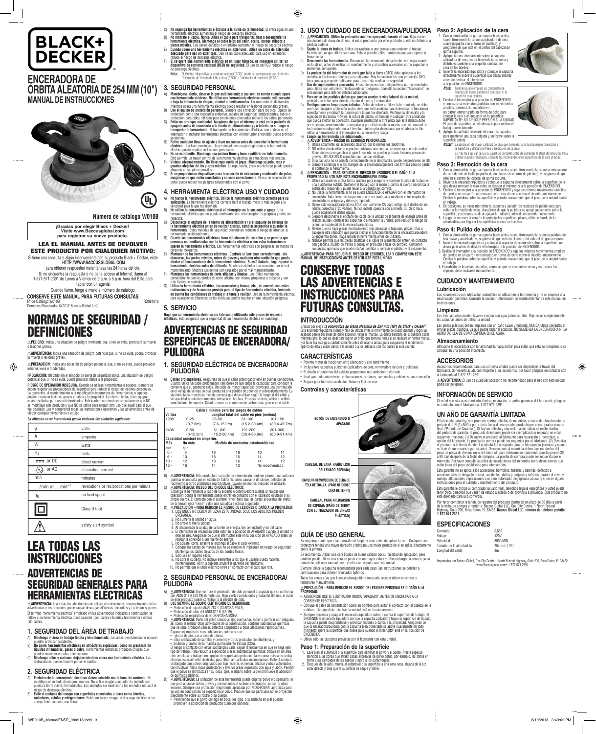BLACK+DECKER

# ENCERADORA DE ÓRBITA ALEATORIA DE 254 MM (10")

## MANUAL DE INSTRUCCIONES

**Número de catálogo W010B**

**¡Gracias por elegir Black + Decker! Visite www.Baccusglobal.com para registrar su nuevo producto.**

**LEA EL MANUAL ANTES DE DEVOLVER ESTE PRODUCTO POR CUALQUIER MOTIVO:**

Si tiene una consulta o algún inconveniente con su producto Black + Decker, visite **HTTP://WWW.BACCUSGLOBAL.COM** para obtener respuestas instantáneas las 24 horas del día.

Si no encuentra la respuesta o no tiene acceso al Internet, llame al 1-877-571-2391 de Lunes a Viernes de 9 a.m. a 5 p.m. hora del Este para hablar con un agente.

Cuando llame, tenga a mano el número de catálogo.

**CONSERVE ESTE MANUAL PARA FUTURAS CONSULTAS.**

Nº de Catálogo W010B RD081018
Derechos Reservados © 2017 Baccus Global LLC

# NORMAS DE SEGURIDAD / DEFINICIONES

⚠**PELIGRO:** Indica una situación de peligro inminente que, si no se evita, provocará la muerte o lesiones graves.

⚠**ADVERTENCIA:** Indica una situación de peligro potencial que, si no se evita, podría provocar la muerte o lesiones graves.

⚠**PRECAUCIÓN:** Indica una situación de peligro potencial que, si no se evita, puede provocar lesiones leves o moderadas.

**PRECAUCIÓN:** Utilizado sin el símbolo de alerta de seguridad indica una situación de peligro potencial que, si no se evita, puede provocar daños a la propiedad.

**RIESGO DE OPERACIÓN INSEGURA.** Cuando se utilizan herramientas o equipos, siempre se deben respetar las precauciones de seguridad para reducir el riesgo de lesiones personales. La operación, el mantenimiento o la modificación incorrectos de herramientas o equipos pueden provocar lesiones graves y daños a la propiedad. Las herramientas y los equipos están diseñados para usos determinados. Fabricante recomienda encarecidamente que NO se modifique este producto y que NO se utilice para ningún otro uso que aquel para el que fue diseñado. Lea y comprenda todas las instrucciones operativas y las advertencias antes de utilizar cualquier herramienta o equipo.

***La etiqueta en su herramienta puede contener los símbolos siguientes:***

| | |
|---|---|
| V | volts |
| A | amperes |
| W | watts |
| Hz | hertz |
| ⎓ or DC | direct current |
| ∿ or AC | alternating current |
| min | minutes |
| …/min or …min⁻¹ | revolutions or reciprocations per minute |
| $n_0$ | no load speed |
| ⧈ | Class II tool |
| ⚠ | safety alert symbol |

# LEA TODAS LAS INSTRUCCIONES

# ADVERTENCIAS DE SEGURIDAD GENERALES PARA HERRAMIENTAS ELÉCTRICAS

⚠**ADVERTENCIA:** Lea todas las advertencias de peligro e instrucciones. Incumplimiento de las advertencias e instrucciones puede causar descargas eléctricas, incendios y / o lesiones graves. El término "herramienta eléctrica" empleado en las advertencias indicadas a continuación se refiere a su herramienta eléctrica operada-poder (con cable) o baterías herramienta eléctrica (sin cable).

## 1. SEGURIDAD DEL ÁREA DE TRABAJO

A) **Mantenga el área de trabajo limpia y bien iluminada.** Las áreas desordenadas u oscuras pueden provocar accidentes.
B) **No opere herramientas eléctricas en atmósferas explosivas, como en presencia de líquidos inflamables, gases o polvo.** Herramientas eléctricas producen chispas que pueden encender el polvo o los vapores.
C) **Mantenga niños y curiosos alejados mientras opera una herramienta eléctrica.** Las distracciones pueden hacerle perder el control.

## 2. SEGURIDAD ELÉCTRICA

A) **Enchufes de la herramienta eléctrica deben coincidir con la toma de corriente.** No modifique el enchufe de ninguna manera. No utilice ningún adaptador de enchufe con puesta a tierra (tierra) herramientas. Los enchufes sin modificar y los enchufes reducirá el riesgo de descarga eléctrica.
B) **Evite el contacto del cuerpo con superficies conectadas a tierra como tuberías, radiadores, estufas y refrigeradores.** Existe un mayor riesgo de descarga eléctrica si su cuerpo tiene contacto con tierra.
C) **No exponga las herramientas eléctricas a la lluvia ou la humedad.** Si entra agua en una herramienta eléctrica aumentará el riesgo de descarga eléctrica.
D) **No maltrate el cable. Nunca utilice el cable para transportar, tirar o desenchufar la herramienta eléctrica. Mantenga el cable lejos del calor, aceite, bordes afilados o piezas móviles.** Los cables dañados o enredados aumentan el riesgo de descarga eléctrica.
E) **Cuando opere una herramienta eléctrica en exteriores, utilice un cable de extensión adecuado para uso en exteriores.** Uso de un cable adecuado para uso en exteriores reduce el riesgo de descarga eléctrica.
F) **Si se opera una herramienta eléctrica en un lugar húmedo, es necesario utilizar un dispositivo de corriente residual (RCD) de seguridad.** El uso de un RCD reduce el riesgo de descarga eléctrica.

**Nota:** El término "dispositivo de corriente residual (RCD)" puede ser reemplazado por el término "interruptor de circuito de falla a tierra (GFCI)" o "interruptor de circuito de fuga a tierra (ELCB)".

## 3. SEGURIDAD PERSONAL

A) **Manténgase alerta, observe lo que está haciendo y use sentido común cuando opere una herramienta eléctrica. No utilice una herramienta eléctrica cuando esté cansado o bajo la influencia de drogas, alcohol o medicamentos.** Un momento de distracción mientras opera una herramienta eléctrica puede resultar en lesiones personales graves.
B) **Use el equipo de protección personal.** Siempre use protección para los ojos. Equipo de protección como una mascarilla antipolvo, zapatos de seguridad antideslizantes, casco o protección para oídos utilizado para condiciones adecuadas reducirá las lesiones personales.
C) **Evitar un arranque accidental. Asegúrese de que el interruptor está en la posición de apagado antes de conectarlo a la fuente de alimentación y / o batería en el, coger o transportar la herramienta.** El transporte de herramientas eléctricas con el dedo en el interruptor o enchufar herramientas eléctricas con el interruptor encendido puede provocar accidentes.
D) **Retire cualquier llave de ajuste o llave mecánica antes de encender la herramienta eléctrica.** Una llave mecánica o llave colocada en una pieza giratoria o la herramienta eléctrica puede resultar en lesiones personales.
E) **No se extralimite. Mantenga una postura firme y buen equilibrio en todo momento.** Esto permite un mejor control de la herramienta eléctrica en situaciones inesperadas.
F) **Vístase adecuadamente. No lleve ropa suelta ni joyas. Mantenga su pelo, ropa y guantes alejados de las piezas móviles.** La ropa suelta, joyas o pelo largo puede quedar atrapado en las piezas móviles.
G) **Si se proporcionan dispositivos para la conexión de extracción y recolección de polvo, asegúrese de que estén conectados y se usen correctamente.** El uso de recolección de polvo puede reducir los peligros relacionados con el polvo.

## 4. HERRAMIENTA ELÉCTRICA USO Y CUIDADO

A) **No fuerce la herramienta eléctrica. Utilice la herramienta eléctrica correcta para su aplicación.** La herramienta eléctrica correcta hará el trabajo mejor y más seguro a la velocidad para la que fue diseñada.
B) **No utilice la herramienta eléctrica si el interruptor no la enciende y apaga.** Una herramienta eléctrica que no pueda controlarse con el interruptor es peligrosa y debe ser reparada.
C) **Desconecte el enchufe de la fuente de alimentación y / o el paquete de baterías de la herramienta eléctrica antes de realizar ajustes, cambiar accesorios o guardar la herramienta.** Estas medidas de seguridad preventivas reducen el riesgo de arrancar la herramienta accidentalmente.
D) **Guarde las herramientas eléctricas fuera del alcance de los niños y no permita que personas no familiarizadas con la herramienta eléctrica o con estas instrucciones operen la herramienta eléctrica.** Las herramientas eléctricas son peligrosas en manos de personas inexpertas.
E) **Mantener de las herramientas eléctricas. Controle si funcionan correctamente, sin atascarse, las partes móviles, rotura de piezas y cualquier otra condición que puede afectar el funcionamiento de la herramienta eléctrica. Si está dañada, haga reparar la herramienta eléctrica antes de utilizarla.** Muchos accidentes son causados por el mal mantenimiento. Muchos accidentes son causados por el mal mantenimiento.
F) **Mantenga las herramientas de corte afiladas y limpias.** Los útiles mantenidos correctamente con los bordes de corte afilados son menos propensas a trabarse y son más fáciles de controlar.
G) **Utilice la herramienta eléctrica, los accesorios y brocas, etc., de acuerdo con estas instrucciones y de la manera prevista para el tipo de herramienta eléctrica, teniendo en cuenta las condiciones de trabajo y la tarea a realizar.** Uso de la herramienta eléctrica para operaciones diferentes de las indicadas podría resultar en una situación peligrosa.

## 5. SERVICIO

**Haga que su herramienta eléctrica por fabricante utilizando sólo piezas de repuesto idénticas.** Esto asegurará que la seguridad de su herramienta eléctrica se mantenga.

# ADVERTENCIAS DE SEGURIDAD ESPECÍFICAS DE ENCERADORA/PULIDORA

## 1. SEGURIDAD ELÉCTRICA DE ENCERADORA/ PULIDORA

A) **Cables prolongadores.** Asegúrese de que el cable prolongador esté en buenas condiciones. Cuando utilice un cable prolongador, cerciórese de que tenga la capacidad para conducir la corriente que su producto exige. Un cable de menor capacidad provocará una disminución en el voltaje de la línea, lo cual producirá una pérdida de potencia y sobrecalentamiento. La siguiente tabla muestra la medida correcta que debe utilizar según la longitud del cable y la capacidad nominal en amperios indicada en la placa. En caso de duda, utilice el calibre inmediatamente superior. Cuanto menor es el número de calibre, más grueso es el cable.

| Calibre mínimo para los juegos de cables | | | | |
|---|---|---|---|---|
| **Voltios** | **Longitud total del cable en pies (metros)** | | | |
| 120V | 0-25 (0-7.6m) | 26-50 (7.6-15.2m) | 51-100 (15.2-30.4m) | 101-150 (30.4-45.7m) |
| 240V | 0-50 (0-15.2m) | 51-100 (15.2-30.4m) | 101-200 (30.4-60.9m) | 201-300 (60.9-91.4m) |
| **Capacidad nominal en amperios** | | | | |
| **Más que** | **No más que** | **Medida de conductor estadounidense** | | |
| 0 - | 6 | 18 | 16 | 16 | 14 |
| 6 - | 10 | 18 | 16 | 14 | 12 |
| 10 - | 12 | 16 | 16 | 14 | 12 |
| 12 - | 16 | 14 | 12 | No recomendado | |

B) ⚠**ADVERTENCIA:** Este producto o sus cable de alimentación contiene plomo, una sustancia química reconocida por el Estado de California como causante de cáncer, defectos de nacimiento u otros problemas reproductivos. Lávese las manos después de utilizarlo.
C) ⚠**ADVERTENCIA: RIESGO DEL CHOQUE ELÉCTRICO:** Sostenga la herramienta a lado de la superficie connmovedora aislada al realizar una operación donde la herramienta puede entrar en contacto con el cableado ocultado o su propia cuerda. El contacto con el alambre "vivo" hará que las partes expuestas del metal de la herramienta "viven" y dan una sacudida eléctrica a operador.
D) ⚠**PRECAUCIÓN – PARA REDUCIR EL RIESGO DE LESIONES O DAÑO A LA PROPIEDAD:**
1. LOS NIÑOS NO DEBEN UTILIZAR ESTA UNIDAD. SÓLO LOS ADULTOS PUEDEN OPERARLA.
2. No sumerja la unidad en agua.
3. No arroje ni tire la unidad.
4. Al desconectar la unidad de la fuente de energía, tire del enchufe y no del cable.
5. El interruptor de encendido debe estar en la posición de APAGADO cuando la unidad no esté en uso. Asegúrese de que el interruptor esté en la posición de APAGADO antes de realizar la conexión a una fuente de energía.
6. No aplaste, corte, arrastre ni exponga el cable al calor extremo.
7. Coloque los cables de manera que no se enreden ni impliquen un riesgo de seguridad. Mantenga los cables alejados de los bordes filosos.
8. Sólo use en lugares secos.
9. No abra la cubierta. No incluye elementos a los que el usuario pueda hacerles mantenimiento. Abrir la cubierta anulará la garantía del fabricante.
10. No permita que el cable eléctrico entre en contacto con el capó que rota.

## 2. SEGURIDAD PERSONAL DE ENCERADORA/ PULIDORA

A) ⚠**ADVERTENCIA:** Use siempre la protección de oído personal apropiada que se conforma con ANSI S12.6 (S3.19) durante uso. Bajo ciertas condiciones y duración del uso, el ruido de este producto puede contribuir a la pérdida de oído.
B) **USE SIEMPRE EL EQUIPO CERTIFICADO DE SEGURIDAD:**
- Protección de ojo del ANSI Z87.1 (CAN/CSA Z94.3),
- Protección de oído del ANSI S12.6 (S3.19),
- Protección respiratoria de NIOSH/OSHA/MSHA.

C) ⚠**ADVERTENCIA:** Parte del polvo creado al lijar, aserruchar, moler o perforar con máquina, así como al realizar otras actividades de la construcción, contienen substancias químicas que se sabe producen cáncer, defectos congénitos u otras afecciones reproductivas. Algunos ejemplos de esas substancias químicas son:
- plomo de pinturas a base de plomo,
- sílice cristalizado de ladrillos y cemento y otros productos de albañilería, y
- arsénico y cromo de la madera químicamente tratada (CCA).

El riesgo al contacto con estas substancias varía, según la frecuencia con que se haga este tipo de trabajo. Para reducir la exposición a esas substancias químicas: trabaje en un área bien ventilada, y trabaje con equipos de seguridad aprobados, tales como máscaras contra el polvo especialmente diseñadas para filtrar las partículas microscópicas. Evite el contacto prolongado con polvo originado por lijar, aserrar, esmerilar, taladrar y otras actividades constructivas. Vista ropas protectoras y lave las áreas expuestas con agua y jabón. Permitir que el polvo se introduzca en su boca, ojos, o dejarlo sobre la piel promover la absorción de químicos dañinos.

D) ⚠**ADVERTENCIA:** La utilización de esta herramienta puede originar polvo o dispersarlo, lo que podría causar daños graves y permanentes al sistema respiratorio, así como otras lesiones. Siempre use protección respiratoria aprobada por NIOSH/OSHA, apropiada para su uso en condiciones de exposición al polvo. Procure que las partículas no se proyecten directamente sobre su rostro o su cuerpo.
- Permitiendo que el polvo consiga en boca, los ojos, o la endecha en piel pueden promover la absorción de productos químicos dañosos.

## 3. USO Y CUIDADO DE ENCERADORA/PULIDORA

A) ⚠**PRECAUCION: Utilice la protección auditiva apropiada durante el uso.** Bajo ciertas condiciones de duración de uso, el ruido producido por este producto puede contribuir a la pérdida auditiva.
B) **Sujete la pieza de trabajo.** Utilice abrazaderas o una prensa para sostener el trabajo. Es más seguro que utilizar su mano. Esto le permite utilizar ambas manos para operar la herramienta.
C) **Desconecte las herramientas.** Desconecte la herramienta de la fuente de energía cuando no la utilice, antes de realizar un mantenimiento y al cambiar accesorios como capuchas y elementos semejantes.
D) **La protección del interruptor de corte por falla a tierra (GFCI)** debe aplicarse a los circuitos o los tomacorrientes que se utilizarán. Hay tomacorrientes con protección GFCI incorporada que pueden utilizarse para tomar esta medida de seguridad.
E) **Uso de suplementos y accesorios.** El uso de accesorios o dispositivos no recomendados para utilizar con esta herramienta puede ser peligroso. Consulte la sección "Accesorios" de este manual para obtener detalles adicionales.
F) **Para evitar los posibles daños que puedan acortar la vida laboral de la unidad,** protéjalo de la luz solar directa, el calor directo y / o humedad.
G) **Verifique que no haya piezas dañadas.** Antes de volver a utilizar la herramienta, se debe controlar cualquier protección u otra pieza que esté averiada para determinar si funcionará correctamente y realizará la función para la que fue diseñada. Verifique la alineación y la sujeción de las piezas móviles, la rotura de piezas, el montaje y cualquier otra condición que pueda afectar su funcionamiento. Cualquier protección u otra pieza que esté dañada debe ser reparada correctamente o reemplazada por el fabricante, a menos que este manual de instrucciones indique otra cosa. Lleve todo interruptor defectuoso por el fabricante. No utilice la herramienta si el interruptor no la enciende y apaga.
H) **Limpie su herramienta periódicamente.**
I) ⚠**ADVERTENCIA – RIESGO DE LESIONES PERSONALES:**
1. Utilice solamente los accesorios clasificó por lo menos los 3600/min.
2. NO utilice almohadillas o capuchas pulidoras con cuerdas (o correas) con esta unidad. Si los dedos se enganchan al girar la cuerda, se pueden producir lesiones personales graves. UTILICE SÓLO capuchas con bandas elásticas.
3. Si la capucha no se asienta correctamente en la almohadilla, puede desprenderse de ella.
4. Siempre sostenga el o los mangos de la enceradora/pulidora con firmeza para no perder el control de la herramienta.

J) ⚠**PRECAUCIÓN – PARA REDUCIR EL RIESGO DE LESIONES O EL DAÑO A LA PROPIEDAD AL UTILIZAR ESTA ENCERADORA/PULIDORA:**
1. Utilice abrazaderas u otra forma práctica para asegurar y sostener la pieza de trabajo en una plataforma estable. Sostener el trabajo con la mano o contra el cuerpo no brinda la estabilidad requerida y puede llevar a la pérdida del control.
2. No utilice la herramienta si no se puede ENCENDER o APAGAR con el interruptor de encendido. Toda herramienta que no pueda ser controlada mediante el interruptor de encendido es peligrosa y debe ser reparada.
3. Opere esta enceradora/pulidora SÓLO con corriente CA cuyo voltaje esté dentro de los límites correctos (120 voltios). Nunca intente operarla con corriente CC. Si lo hace, puede ocasionarle daños graves.
4. Siempre desconecte el enchufe del cable de la unidad de la fuente de energía antes de realizar ajustes, cambiar las capuchas o almacenar la unidad, para reducir el riesgo de arranque accidental de la enceradora/pulidora.
5. Revise que no haya piezas en movimiento mal alineadas o trabadas, piezas rotas o cualquier otra situación que pueda afectar el funcionamiento de la enceradora/pulidora. Si encuentra daños, haga reparar la herramienta antes de utilizarla.
6. NUNCA permita que las piezas plásticas o el cable de alimentación entren en contacto con gasolina, líquido de frenos o cualquier producto a base de petróleo. Contienen sustancias químicas que pueden dañar, debilitar o destruir el plástico y el aislamiento.

⚠**ADVERTENCIA: PARA REDUCIR EL RIESGO DE LESIONES, LEA Y COMPRENDA ESTE MANUAL DE INSTRUCCIONES ANTES DE UTILIZAR ESTA UNIDAD.**

# CONSERVE TODAS LAS ADVERTENCIAS E INSTRUCCIONES PARA FUTURAS CONSULTAS.

## INTRODUCCIÓN

Gracias por elegir ***la enceradora de órbita aleatoria de 254 mm (10") de Black + Decker®***. Esta enceradora/pulidora liviana y fácil de utilizar imita el movimiento de pulido manual y logra un acabado parejo sin áreas de brillo excesivo, vetas ni marcas. La órbita aleatoria de la pulidora oscila mientras gira, lo que es ideal para lograr un brillo que tornaría horas si se realizara en forma manual. Por favor lea esta guía cuidadosamente antes de usar la unidad para asegurarse el rendimiento óptimo de ésta y evitar daños a la unidad o a los artículos con los cuales la está usando.

## CARACTERÍSTICAS

- Potente motor de funcionamiento silencioso y alto rendimiento
- Incluye tres capuchas pulidoras (aplicador de cera, removedora de cera y pulidora)
- El diseño ergonómico del asidero proporciona uso ambidextro cómodo
- Ideal para pulir automóviles, embarcaciones, camiones, camionetas y vehículos para recreación
- Segura para todos los acabados, liviana y fácil de usar

### Controles y características

BOTÓN DE ENCENDIDO O APAGADO

CABEZAL DE LANA (PAÑO LISO RELLENADO ESPUMA)

CAPUCHA REMOVEDORA DE CERA DE TELA DE TOALLA (PAÑO DE DOBLE CARA DE TERRY)

CABEZAL PARA APLICACIÓN DE ESPUMA (PAÑO DE TERRY CON EL TRAZADOR DE LÍNEAS PLÁSTICO)

## GUÍA DE USO GENERAL

Es muy importante que el automóvil esté limpio y seco antes de aplicar la cera. Cualquier cera protectora tendrá una mayor duración y brindará una mejor protección si se aplica directamente sobre la pintura.

Se recomienda utilizar una cera líquida de buena calidad por su facilidad de aplicación, pero también puede utilizar una cera en pasta con un mayor esfuerzo. Sin embargo, la cera en pasta dura debe aplicarse manualmente y retirarse después con esta unidad.

Siempre utilice la capucha recomendada para cada paso (las instrucciones se detallan a continuación) para obtener resultados óptimos.

Todas las zonas a las que la enceradora/pulidora no pueda acceder deben encerarse y terminarse manualmente.

⚠**PRECAUCIÓN – PARA REDUCIR EL RIESGO DE LESIONES PERSONALES O DAÑO A LA PROPIEDAD:**
- ASEGÚRESE QUE EL LUSTRADOR INDICA "APAGADO" ANTES DE ENCHUFAR A LA CORRIENTE ELÉCTRICA.
- Coloque el cable de alimentación sobre su hombro para evitar el contacto con el cabezal de la pulidora o la superficie mientras la unidad está en funcionamiento.
- Siempre encienda y apague la enceradora/pulidora sobre o contra la superficie de trabajo. Si ENCIENDE la enceradora/pulidora sin que la capucha aplicadora toque la superficie de trabajo, la capucha puede desprenderse y provocar lesiones o daños a la propiedad. Asegúrese de que la enceradora/pulidora con la capucha bien conectada se apoye suavemente en todo momento sobre la superficie que desea pulir cuando el interruptor esté en la posición de ENCENDIDO.
- Utilice sólo las capuchas provistas por el fabricante con esta unidad.

### Paso 1: Preparación de la superficie

1. Lave bien el automóvil o la superficie para eliminar el polvo y el aceite. Preste especial atención a las zonas que atraen capas excesivas de polvo como, por ejemplo, las zonas en torno a las cavidades de las ruedas y junto a los parachoques.
2. Después del lavado, mueva el automóvil o la superficie a una zona seca, alejada de la luz solar directa y deje que la superficie se seque y enfríe.

### Paso 2: Aplicación de la cera

1. Con la almohadilla de goma espuma hacia arriba, sujete firmemente la capucha aplicadora de suave (capucha con el forro de plástico), y asegúrese de que esté en el centro del cabezal de goma espuma.
2. Aplique la cera directamente sobre la capucha aplicadora de cera, cubra bien toda la capucha y distribuya también una pequeña cantidad de cera en los bordes.
3. Invierta la enceradora/pulidora y coloque la capucha directamente sobre la superficie que desea encerar antes de deslizar el interruptor a la posición de ENCENDIDO.

*Nota:* También puede emplear un compuesto de limpieza de buena calidad en este paso si la superficie está oxidada.

4. Deslice el interruptor a la posición de ENCENDIDO y conduzca la enceradora/pulidora con movimientos amplios, barriendo la superficie en un patrón entrecruzado en forma de ocho para colocar la cera o el limpiador en la superficie. IMPORTANTE: NO APLIQUE PRESIÓN A LA UNIDAD. El peso de la pulidora es el adecuado para realizar el trabajo correctamente.
5. Aplique la cantidad necesaria de cera a la capucha para mantener una capa delgada y uniforme sobre la superficie pulida.

***Notas:*** La aplicación de mayor cantidad de cera que la necesaria no brinda mayor protección a la superficie y dificulta el Paso 3 (remoción de la cera).
Es más fácil aplicar cera a la superficie completa antes de comenzar la etapa de remoción. Para obtener mejores resultados, consulte las recomendaciones específicas de la cera utilizada.

### Paso 3: Remoción de la cera

1. Con la almohadilla de goma espuma hacia arriba, sujete firmemente la capucha removedora de cera de tela de toalla (capucha de dos lados sin el forro de plástico), y asegúrese de que esté en el centro del cabezal de goma espuma.
2. Invierta la enceradora/pulidora y coloque la capucha directamente sobre la superficie de la que desea remover la cera antes de deslizar el interruptor a la posición de ENCENDIDO.
3. Deslice el interruptor a la posición de ENCENDIDO y siga los mismos movimientos amplios de barrido en un patrón entrecruzado en forma de ocho como el descrito anteriormente. Deslice la pulidora sobre la superficie y permita nuevamente que el peso de la unidad realice el trabajo.
4. En ocasiones, es necesario retirar la capucha y sacudir los residuos de pulido seco para evitar la formación de vetas. Asegúrese de que la pulidora se apoye suavemente sobre la superficie, y permanezca allí al apagar la unidad y antes de encenderla nuevamente.
5. Luego de remover la cera de las principales superficies planas, utilice el borde de la almohadilla para llegar a las superficies curvas o cóncavas.

### Paso 4: Pulido de acabado

1. Con la almohadilla de goma espuma hacia arriba, sujete firmemente la capucha pulidora de tela suave y acolchada, y asegúrese de que esté en el centro del cabezal de goma espuma.
2. Invierta la enceradora/pulidora y coloque la capucha directamente sobre la superficie que desea pulir antes de deslizar el interruptor a la posición de ENCENDIDO.
3. Deslice el interruptor a la posición de ENCENDIDO y siga los mismos movimientos amplios de barrido en un patrón entrecruzado en forma de ocho como el descrito anteriormente. Deslice la pulidora sobre la superficie y permita nuevamente que el peso de la unidad realice el trabajo.
4. El acabado de las áreas pequeñas, como las que se encuentran cerca y en torno a los espejos, debe realizarse manualmente.

## CUIDADO Y MANTENIMIENTO

### Lubricación

Los rodamientos con lubricación automática se utilizan en la herramienta y no se requiere una relubricación periódica. Consulte la sección "Información de mantenimiento" de este manual de instrucciones.

### Limpieza

Las tres capuchas pueden lavarse a mano con agua jabonosa tibia. Deje secar completamente las capuchas antes de utilizar la unidad.

Las piezas plásticas deben limpiarse con un paño suave y húmedo. NUNCA utilice solventes al limpiar piezas plásticas, ya que puede dañar el acabado. NO SUMERJA LA ENCERADORA NI LA ALMOHADILLA DE GOMA ESPUMA EN EL AGUA.

### Almacenamiento

Almacene la enceradora con la "almohadilla hacia arriba" para evitar que ésta se comprima o se coloque en una posición incorrecta.

## ACCESORIOS

Accesorios recomendados para uso con esta unidad puede ser disponibles a través del fabricante. Si necesita ayuda con respecto a los accesorios, por favor póngase en contacto con el fabricante al 1-877-571-2391.

⚠**ADVERTENCIA:** El uso de cualquier accesorio no recomendado para el uso con esta unidad podía ser peligroso.

## INFORMACIÓN DE SERVICIO

Si usted necesita asesoramiento técnico, reparación, o partes genuinas del fabricante, póngase en contacto con el fabricante al 1-877-571-2391.

## UN AÑO DE GARANTÍA LIMITADA

El fabricante garantiza este producto contra defectos de materiales y mano de obra durante un periodo de UN (1) AÑO a partir de la fecha de compra del producto por el comprador usuario final ("Período de Garantía"). Si hay un defecto y una reclamación válida se recibe dentro del periodo de garantía, el producto defectuoso puede ser reemplazado o reparado en el las siguientes maneras: (1) Devuelva el producto al fabricante para reparación o reemplazo, a opción del fabricante. La prueba de compra puede ser requerida por el fabricante. (2) Devuelva el producto a la tienda donde el producto fue comprado para un intercambio (siempre y cuando se trate de un minorista participante). Devoluciones al minorista deben hacerse dentro del plazo de política de devoluciones del minorista para intercambios solamente (por lo general 30 a 90 días después de la fecha de compra). La prueba de compra puede ser requerida por el minorista. Por favor consulte la póliza de devoluciones del minorista sobre devoluciones que están fuera del plazo establecido para intercambios.

Esta garantía no se aplica a los accesorios, bombillos, fusibles y baterías; defectos a consecuencias de desgaste normal; accidentes; daños y perjuicios sufridos durante el envío y manejo, alteraciones, reparaciones o uso no autorizado, negligencia, abuso, y si no se siguen instrucciones para el cuidado y mantenimiento del producto.

Esta garantía le otorga al comprador usuario final, derechos legales específicos y usted puede tener otros derechos que varían de estado a estado o de provincia a provincia. Este producto no está diseñado para uso comercial.

Por favor completar la tarjeta de registro del producto dentro de un plazo de 30 días a partir de la fecha de compra y remitir a: Baccus Global LLC, One City Centre, 1 North Federal Highway, Suite 200, Boca Raton, FL 33432. **Baccus Global LLC, número de teléfono gratuito: 1-877-571-2391**.

## ESPECIFICACIONES

| | |
|---|---|
| Corriente: | 0,85A |
| Voltaje: | 120V |
| Velocidad: | 3000/MIN |
| Tamaño de la almohadilla: | 254 mm (10") |
| Longitud del cable: | 3m |

Importados por Baccus Global, One City Centre, 1 North Federal Highway, Suite 200, Boca Raton, FL 33432 www.Baccusglobal.com • 1-877-571-2391